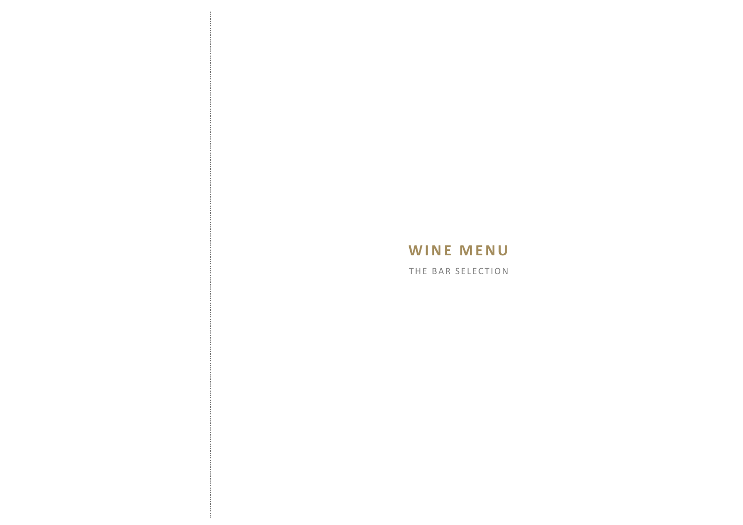# WINE MENU

THE BAR SELECTION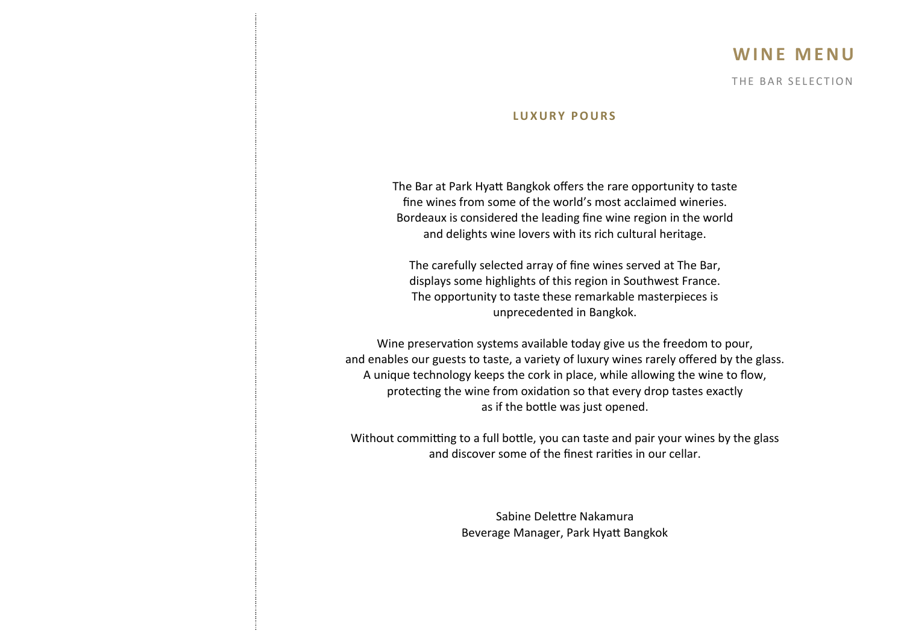# WINE MENU

THE BAR SELECTION

## LUXURY POURS

The Bar at Park Hyatt Bangkok offers the rare opportunity to taste fine wines from some of the world's most acclaimed wineries. Bordeaux is considered the leading fine wine region in the world and delights wine lovers with its rich cultural heritage.

The carefully selected array of fine wines served at The Bar, displays some highlights of this region in Southwest France. The opportunity to taste these remarkable masterpieces is unprecedented in Bangkok.

Wine preservation systems available today give us the freedom to pour, and enables our guests to taste, a variety of luxury wines rarely offered by the glass. A unique technology keeps the cork in place, while allowing the wine to flow, protecting the wine from oxidation so that every drop tastes exactly as if the bottle was just opened.

Without committing to a full bottle, you can taste and pair your wines by the glass and discover some of the finest rarities in our cellar.

Sabine Delettre Nakamura
Beverage Manager, Park Hyatt Bangkok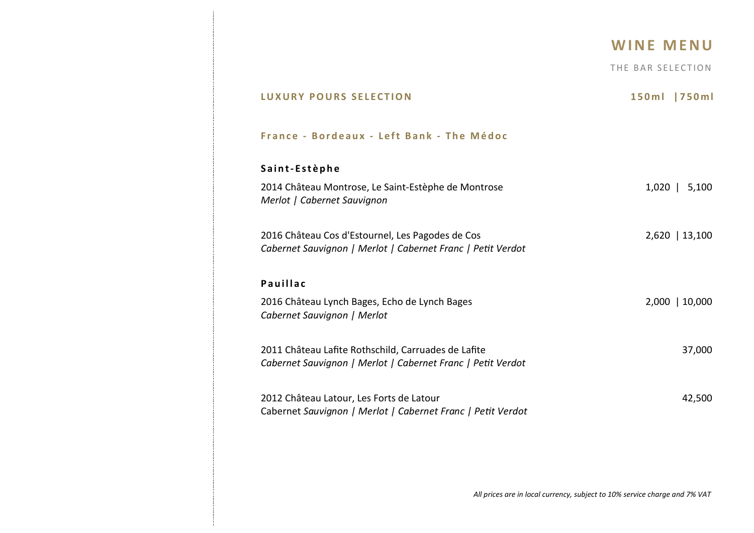# WINE MENU

THE BAR SELECTION

## LUXURY POURS SELECTION

### France - Bordeaux - Left Bank - The Médoc

| | 150ml | 750ml |
|---|---|---|
| **Saint-Estèphe** | | |
| 2014 Château Montrose, Le Saint-Estèphe de Montrose<br>*Merlot \| Cabernet Sauvignon* | 1,020 | 5,100 |
| 2016 Château Cos d'Estournel, Les Pagodes de Cos<br>*Cabernet Sauvignon \| Merlot \| Cabernet Franc \| Petit Verdot* | 2,620 | 13,100 |
| **Pauillac** | | |
| 2016 Château Lynch Bages, Echo de Lynch Bages<br>*Cabernet Sauvignon \| Merlot* | 2,000 | 10,000 |
| 2011 Château Lafite Rothschild, Carruades de Lafite<br>*Cabernet Sauvignon \| Merlot \| Cabernet Franc \| Petit Verdot* | | 37,000 |
| 2012 Château Latour, Les Forts de Latour<br>Cabernet *Sauvignon \| Merlot \| Cabernet Franc \| Petit Verdot* | | 42,500 |

*All prices are in local currency, subject to 10% service charge and 7% VAT*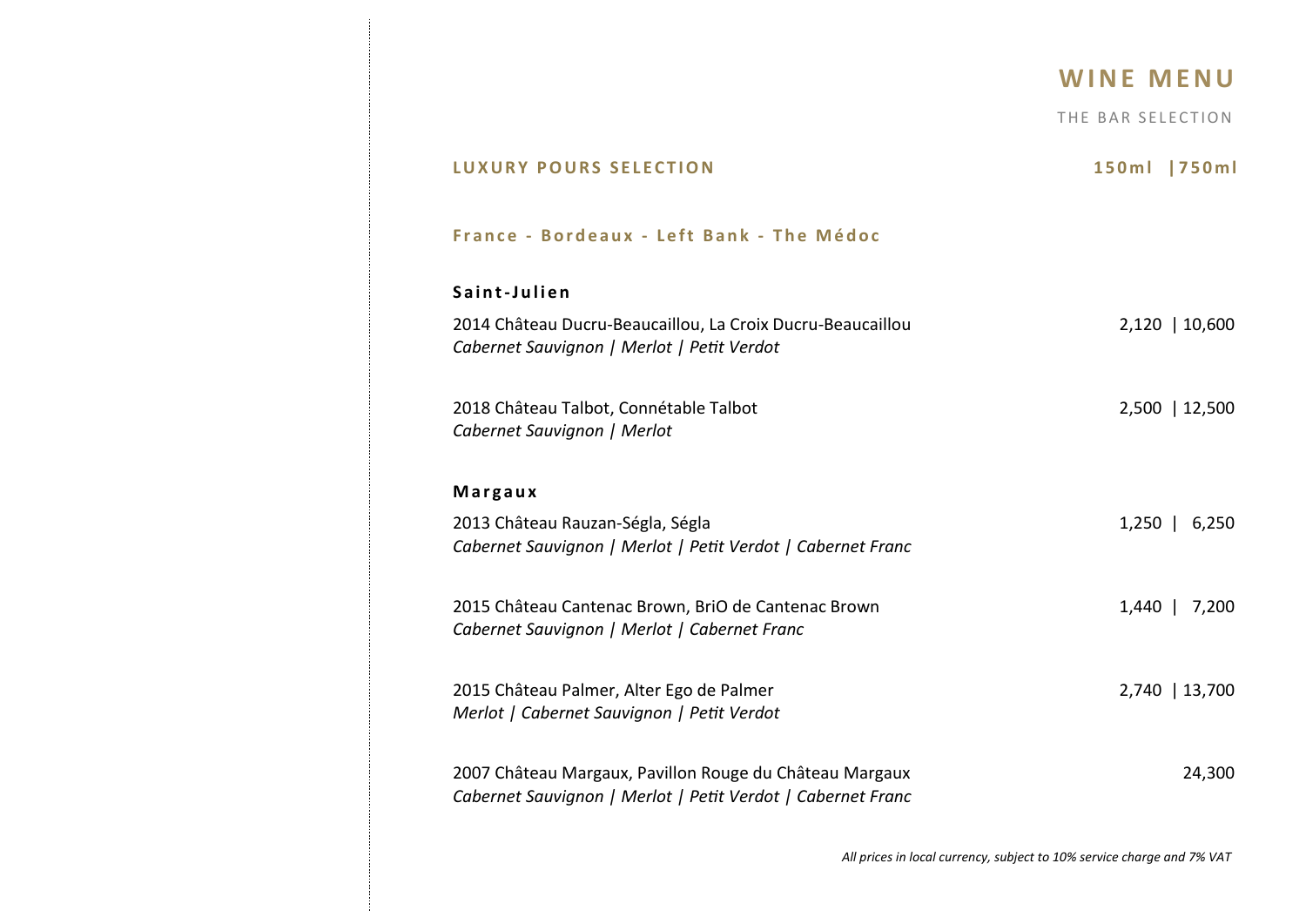# WINE MENU

THE BAR SELECTION

## LUXURY POURS SELECTION

| | 150ml | 750ml |
|---|---|---|
| **France - Bordeaux - Left Bank - The Médoc** | | |
| **Saint-Julien** | | |
| 2014 Château Ducru-Beaucaillou, La Croix Ducru-Beaucaillou<br>*Cabernet Sauvignon \| Merlot \| Petit Verdot* | 2,120 | 10,600 |
| 2018 Château Talbot, Connétable Talbot<br>*Cabernet Sauvignon \| Merlot* | 2,500 | 12,500 |
| **Margaux** | | |
| 2013 Château Rauzan-Ségla, Ségla<br>*Cabernet Sauvignon \| Merlot \| Petit Verdot \| Cabernet Franc* | 1,250 | 6,250 |
| 2015 Château Cantenac Brown, BriO de Cantenac Brown<br>*Cabernet Sauvignon \| Merlot \| Cabernet Franc* | 1,440 | 7,200 |
| 2015 Château Palmer, Alter Ego de Palmer<br>*Merlot \| Cabernet Sauvignon \| Petit Verdot* | 2,740 | 13,700 |
| 2007 Château Margaux, Pavillon Rouge du Château Margaux<br>*Cabernet Sauvignon \| Merlot \| Petit Verdot \| Cabernet Franc* | | 24,300 |

*All prices in local currency, subject to 10% service charge and 7% VAT*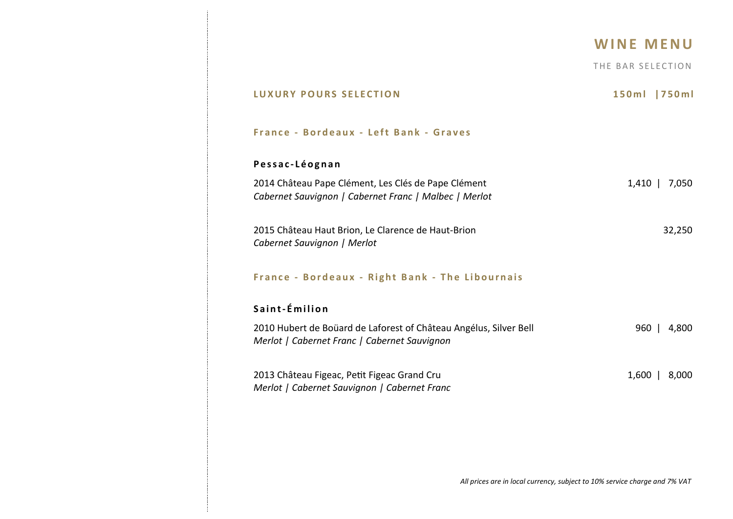# WINE MENU

THE BAR SELECTION

## LUXURY POURS SELECTION

150ml | 750ml

### France - Bordeaux - Left Bank - Graves

**Pessac-Léognan**

2014 Château Pape Clément, Les Clés de Pape Clément — 1,410 | 7,050
*Cabernet Sauvignon | Cabernet Franc | Malbec | Merlot*

2015 Château Haut Brion, Le Clarence de Haut-Brion — 32,250
*Cabernet Sauvignon | Merlot*

### France - Bordeaux - Right Bank - The Libournais

**Saint-Émilion**

2010 Hubert de Boüard de Laforest of Château Angélus, Silver Bell — 960 | 4,800
*Merlot | Cabernet Franc | Cabernet Sauvignon*

2013 Château Figeac, Petit Figeac Grand Cru — 1,600 | 8,000
*Merlot | Cabernet Sauvignon | Cabernet Franc*

*All prices are in local currency, subject to 10% service charge and 7% VAT*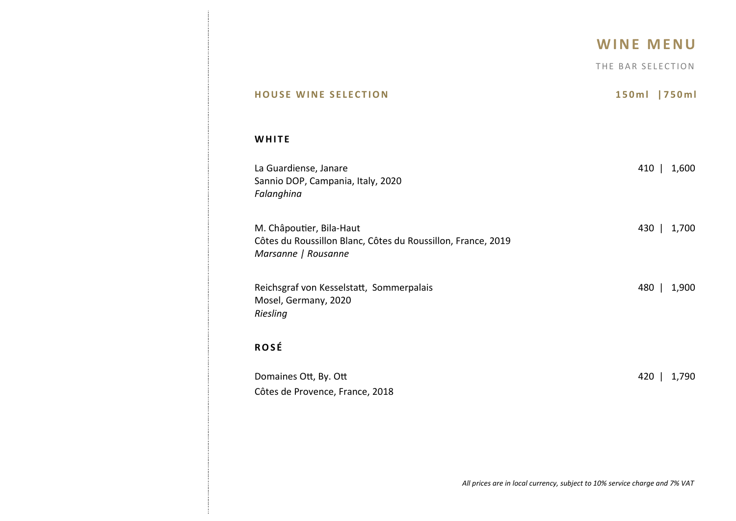# WINE MENU

THE BAR SELECTION

## HOUSE WINE SELECTION

**150ml |750ml**

### WHITE

La Guardiense, Janare
Sannio DOP, Campania, Italy, 2020
*Falanghina*
410 | 1,600

M. Châpoutier, Bila-Haut
Côtes du Roussillon Blanc, Côtes du Roussillon, France, 2019
*Marsanne | Rousanne*
430 | 1,700

Reichsgraf von Kesselstatt, Sommerpalais
Mosel, Germany, 2020
*Riesling*
480 | 1,900

### ROSÉ

Domaines Ott, By. Ott
Côtes de Provence, France, 2018
420 | 1,790

*All prices are in local currency, subject to 10% service charge and 7% VAT*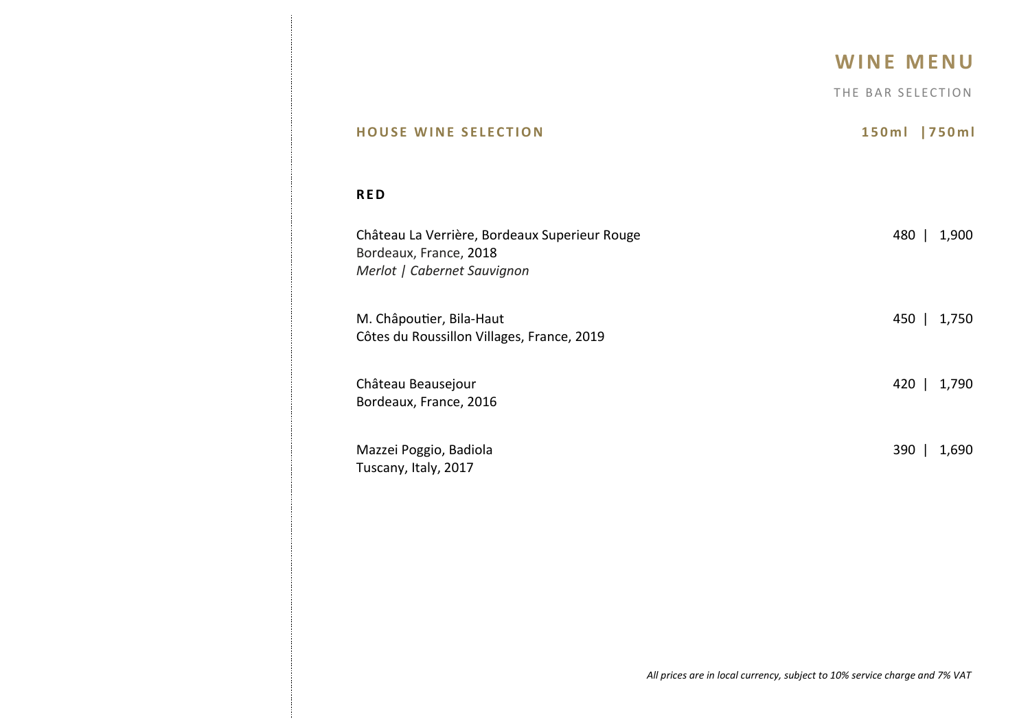# WINE MENU

THE BAR SELECTION

## HOUSE WINE SELECTION

**150ml | 750ml**

### RED

Château La Verrière, Bordeaux Superieur Rouge — 480 | 1,900
Bordeaux, France, 2018
*Merlot | Cabernet Sauvignon*

M. Châpoutier, Bila-Haut — 450 | 1,750
Côtes du Roussillon Villages, France, 2019

Château Beausejour — 420 | 1,790
Bordeaux, France, 2016

Mazzei Poggio, Badiola — 390 | 1,690
Tuscany, Italy, 2017

*All prices are in local currency, subject to 10% service charge and 7% VAT*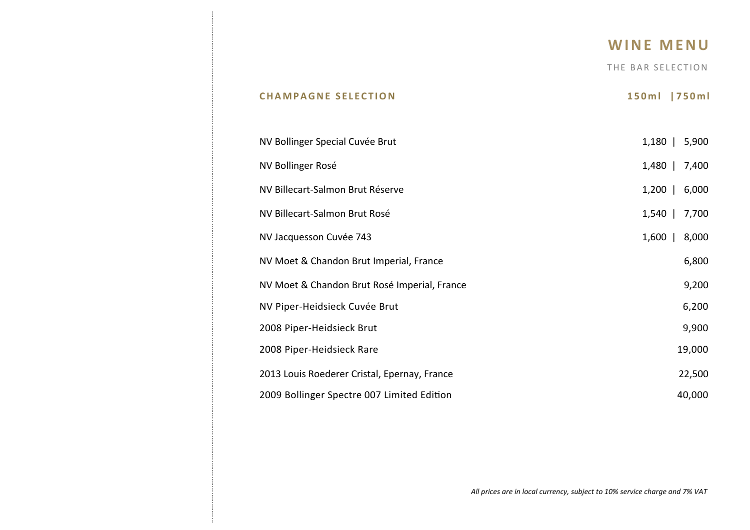# WINE MENU

THE BAR SELECTION

## CHAMPAGNE SELECTION

| Wine | 150ml | 750ml |
|---|---|---|
| NV Bollinger Special Cuvée Brut | 1,180 | 5,900 |
| NV Bollinger Rosé | 1,480 | 7,400 |
| NV Billecart-Salmon Brut Réserve | 1,200 | 6,000 |
| NV Billecart-Salmon Brut Rosé | 1,540 | 7,700 |
| NV Jacquesson Cuvée 743 | 1,600 | 8,000 |
| NV Moet & Chandon Brut Imperial, France | | 6,800 |
| NV Moet & Chandon Brut Rosé Imperial, France | | 9,200 |
| NV Piper-Heidsieck Cuvée Brut | | 6,200 |
| 2008 Piper-Heidsieck Brut | | 9,900 |
| 2008 Piper-Heidsieck Rare | | 19,000 |
| 2013 Louis Roederer Cristal, Epernay, France | | 22,500 |
| 2009 Bollinger Spectre 007 Limited Edition | | 40,000 |

*All prices are in local currency, subject to 10% service charge and 7% VAT*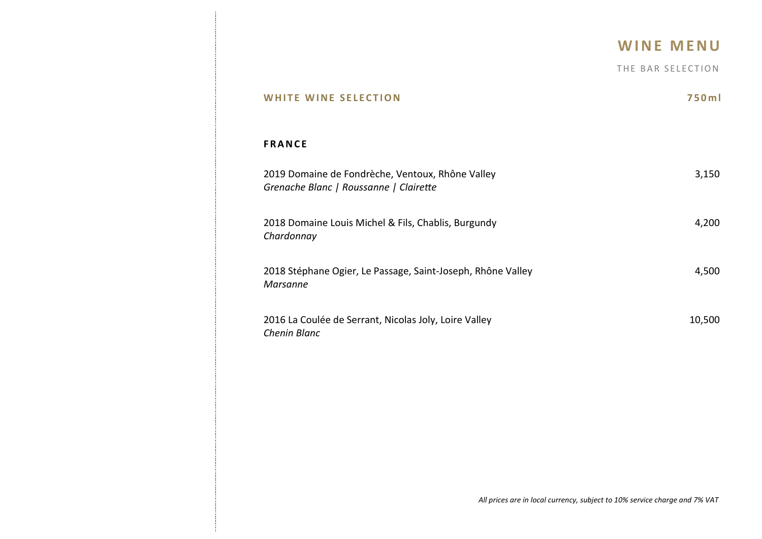# WINE MENU

THE BAR SELECTION

## WHITE WINE SELECTION

**750ml**

### FRANCE

| Wine | 750ml |
|---|---|
| 2019 Domaine de Fondrèche, Ventoux, Rhône Valley<br>*Grenache Blanc \| Roussanne \| Clairette* | 3,150 |
| 2018 Domaine Louis Michel & Fils, Chablis, Burgundy<br>*Chardonnay* | 4,200 |
| 2018 Stéphane Ogier, Le Passage, Saint-Joseph, Rhône Valley<br>*Marsanne* | 4,500 |
| 2016 La Coulée de Serrant, Nicolas Joly, Loire Valley<br>*Chenin Blanc* | 10,500 |

*All prices are in local currency, subject to 10% service charge and 7% VAT*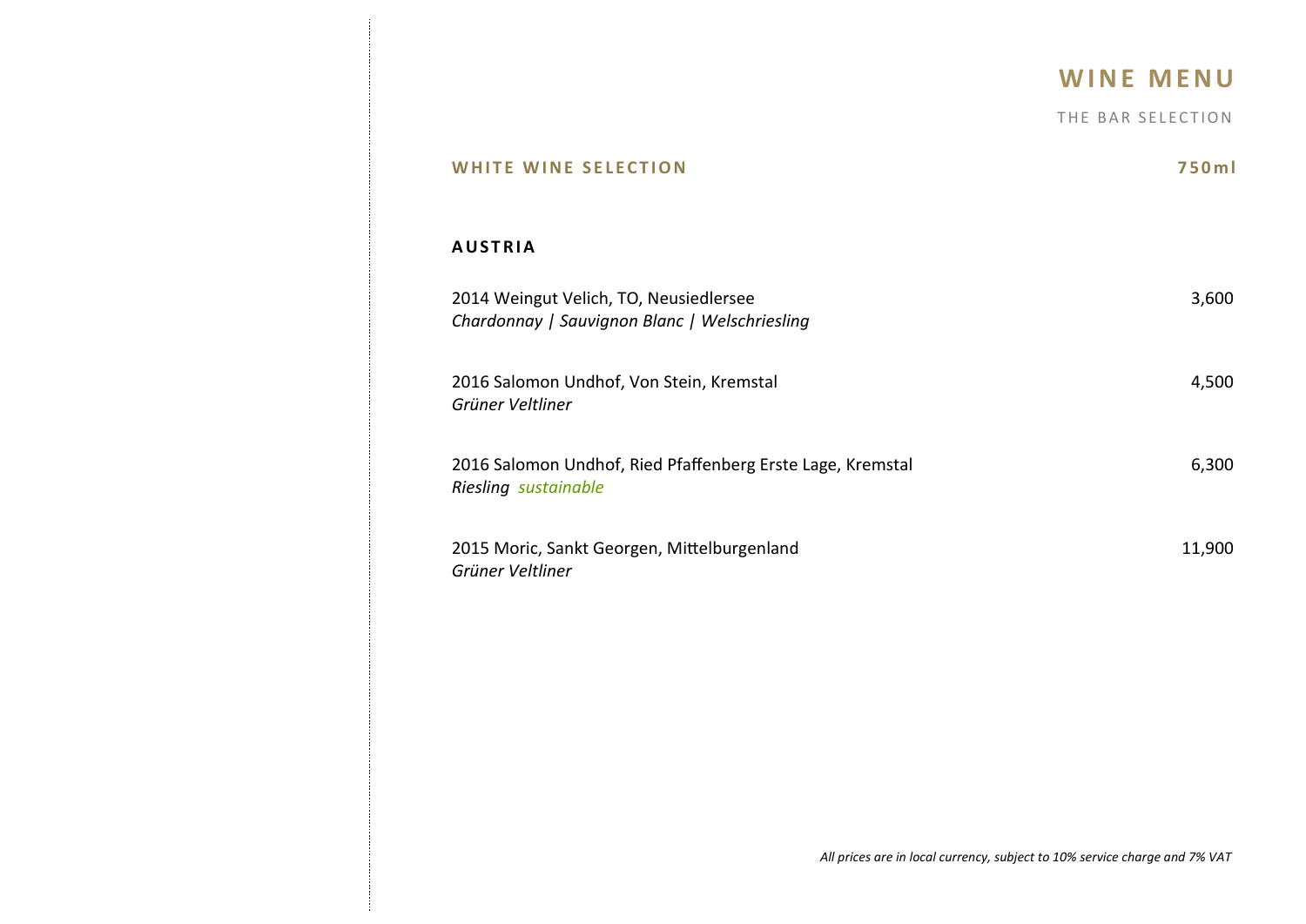# WINE MENU

THE BAR SELECTION

## WHITE WINE SELECTION

**750ml**

### AUSTRIA

| Wine | Price |
|---|---|
| 2014 Weingut Velich, TO, Neusiedlersee<br>*Chardonnay \| Sauvignon Blanc \| Welschriesling* | 3,600 |
| 2016 Salomon Undhof, Von Stein, Kremstal<br>*Grüner Veltliner* | 4,500 |
| 2016 Salomon Undhof, Ried Pfaffenberg Erste Lage, Kremstal<br>*Riesling sustainable* | 6,300 |
| 2015 Moric, Sankt Georgen, Mittelburgenland<br>*Grüner Veltliner* | 11,900 |

*All prices are in local currency, subject to 10% service charge and 7% VAT*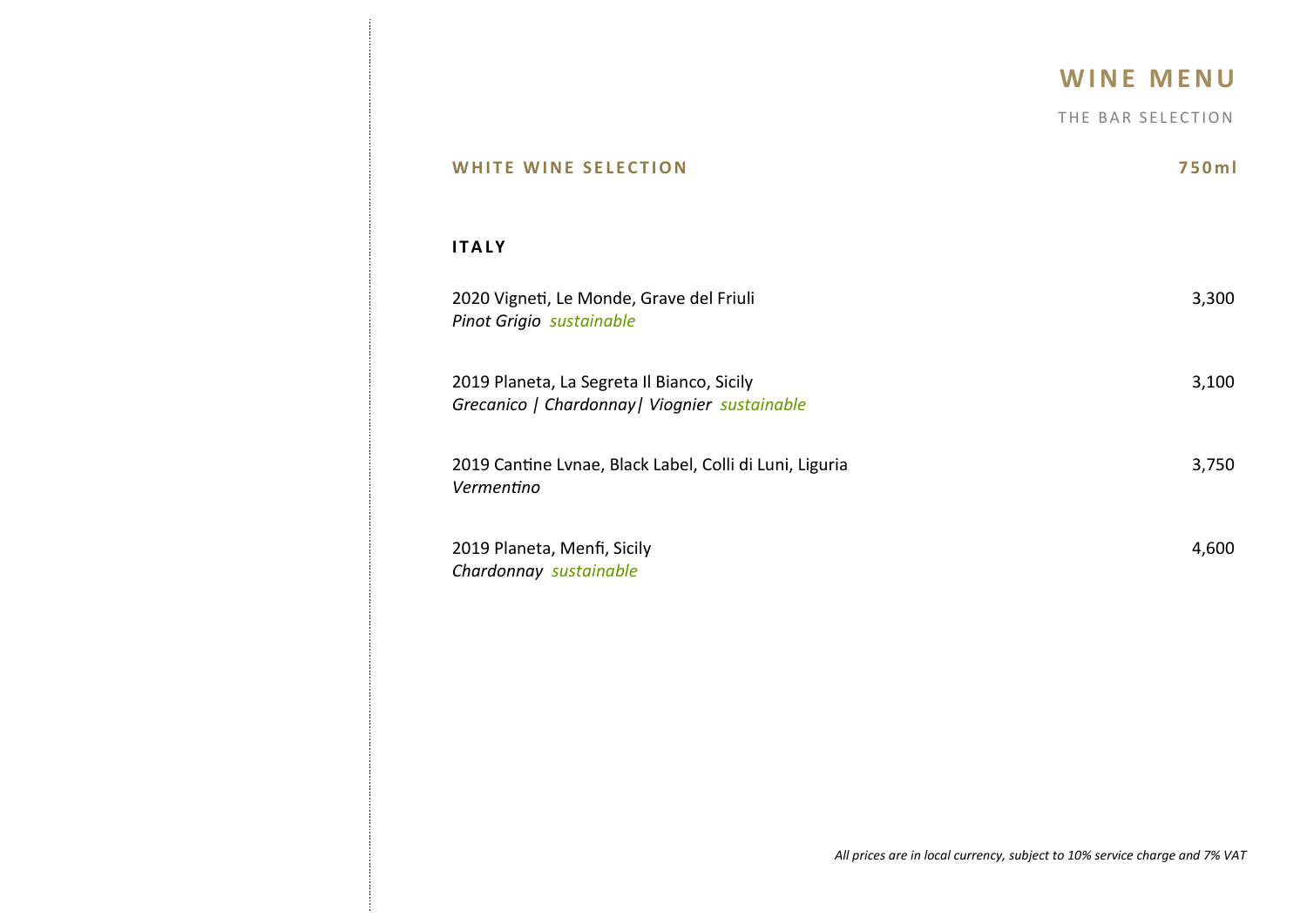# WINE MENU

THE BAR SELECTION

## WHITE WINE SELECTION — 750ml

### ITALY

2020 Vigneti, Le Monde, Grave del Friuli — 3,300
*Pinot Grigio* *sustainable*

2019 Planeta, La Segreta Il Bianco, Sicily — 3,100
*Grecanico | Chardonnay| Viognier* *sustainable*

2019 Cantine Lvnae, Black Label, Colli di Luni, Liguria — 3,750
*Vermentino*

2019 Planeta, Menfi, Sicily — 4,600
*Chardonnay* *sustainable*

*All prices are in local currency, subject to 10% service charge and 7% VAT*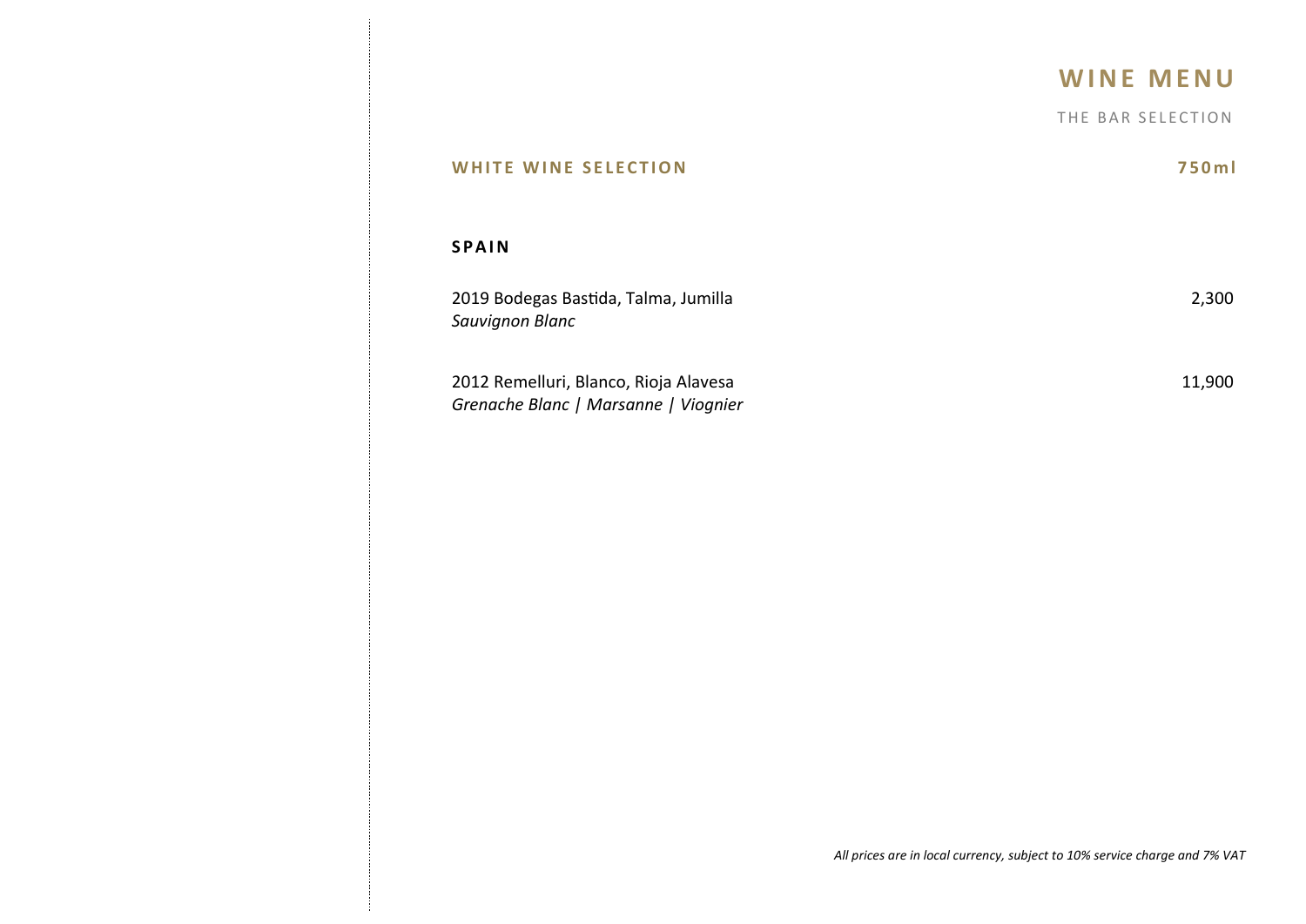# WINE MENU

THE BAR SELECTION

## WHITE WINE SELECTION

**750ml**

### SPAIN

2019 Bodegas Bastida, Talma, Jumilla — 2,300
*Sauvignon Blanc*

2012 Remelluri, Blanco, Rioja Alavesa — 11,900
*Grenache Blanc | Marsanne | Viognier*

*All prices are in local currency, subject to 10% service charge and 7% VAT*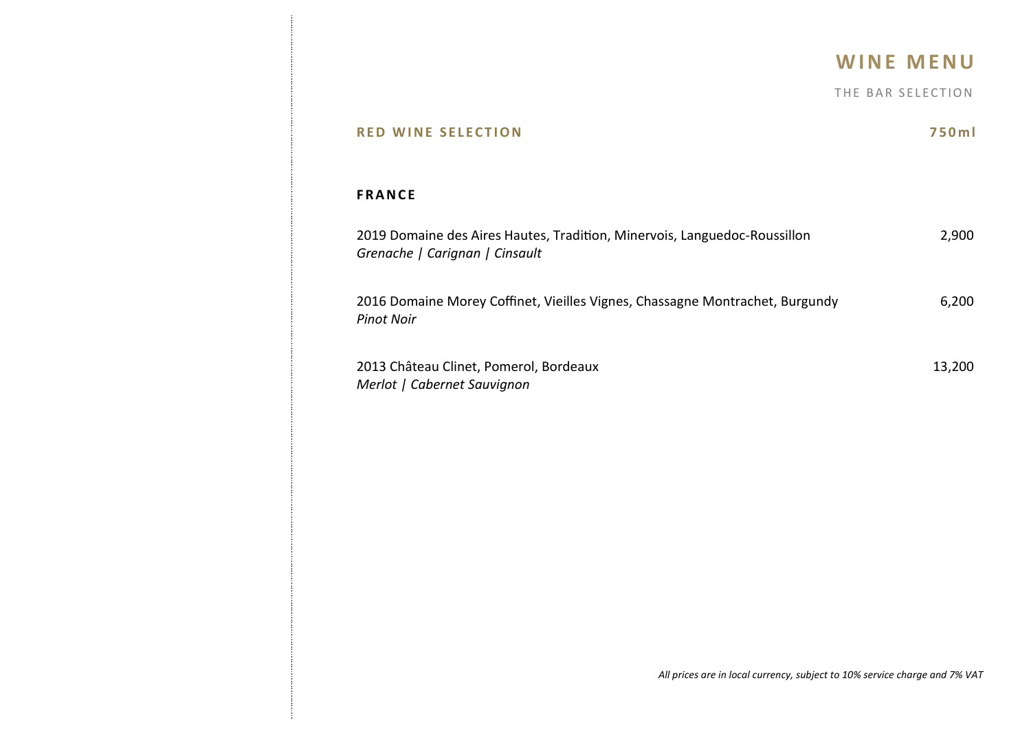# WINE MENU

THE BAR SELECTION

## RED WINE SELECTION — 750ml

### FRANCE

| Wine | Price |
|---|---|
| 2019 Domaine des Aires Hautes, Tradition, Minervois, Languedoc-Roussillon<br>*Grenache \| Carignan \| Cinsault* | 2,900 |
| 2016 Domaine Morey Coffinet, Vieilles Vignes, Chassagne Montrachet, Burgundy<br>*Pinot Noir* | 6,200 |
| 2013 Château Clinet, Pomerol, Bordeaux<br>*Merlot \| Cabernet Sauvignon* | 13,200 |

*All prices are in local currency, subject to 10% service charge and 7% VAT*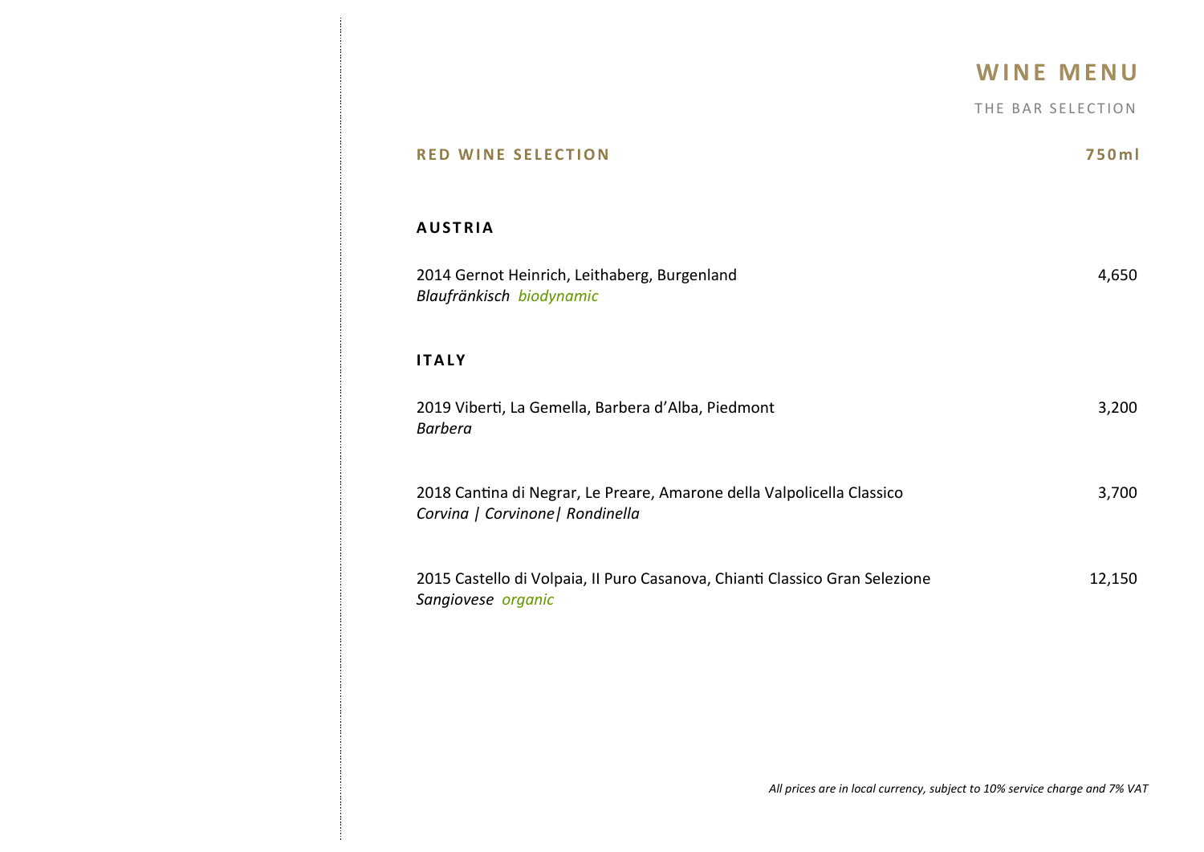# WINE MENU

THE BAR SELECTION

## RED WINE SELECTION — 750ml

### AUSTRIA

2014 Gernot Heinrich, Leithaberg, Burgenland — 4,650
*Blaufränkisch* *biodynamic*

### ITALY

2019 Viberti, La Gemella, Barbera d'Alba, Piedmont — 3,200
*Barbera*

2018 Cantina di Negrar, Le Preare, Amarone della Valpolicella Classico — 3,700
*Corvina | Corvinone| Rondinella*

2015 Castello di Volpaia, Il Puro Casanova, Chianti Classico Gran Selezione — 12,150
*Sangiovese* *organic*

*All prices are in local currency, subject to 10% service charge and 7% VAT*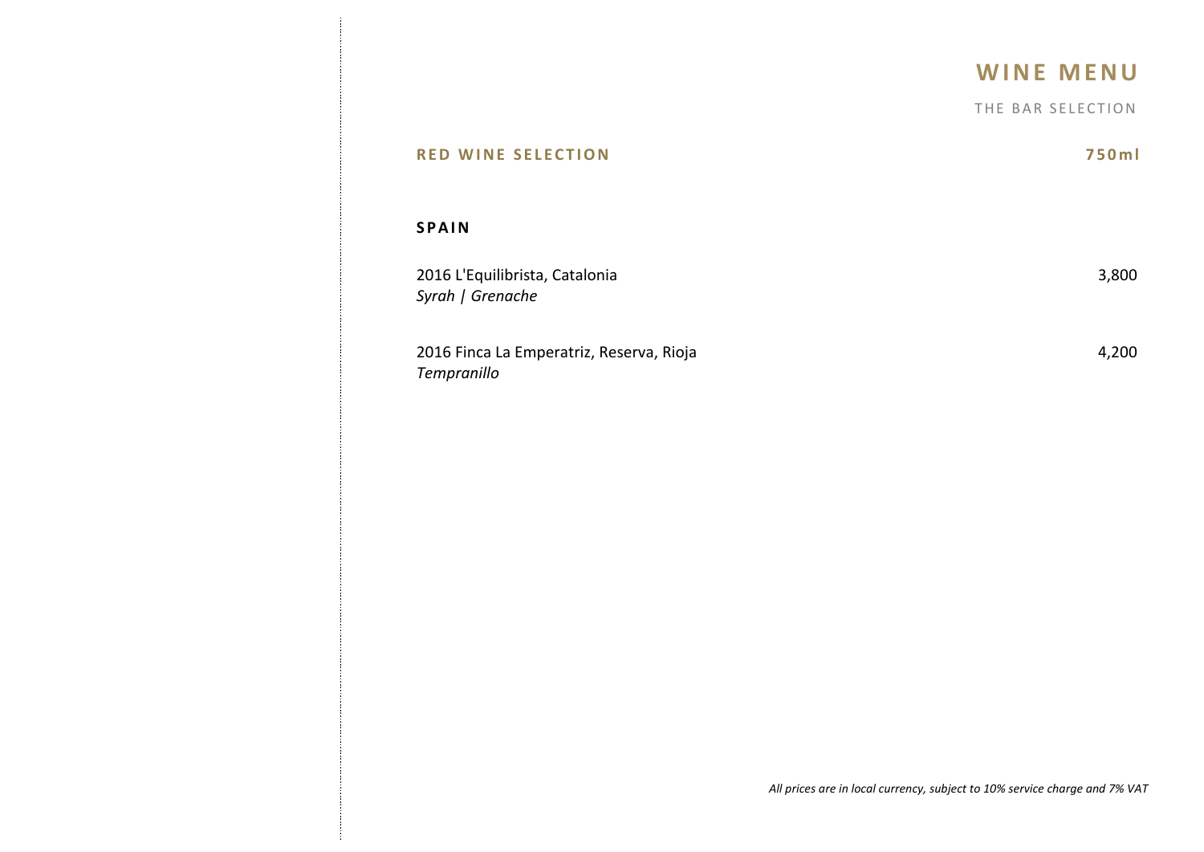# WINE MENU

THE BAR SELECTION

## RED WINE SELECTION — 750ml

### SPAIN

2016 L'Equilibrista, Catalonia — 3,800
*Syrah | Grenache*

2016 Finca La Emperatriz, Reserva, Rioja — 4,200
*Tempranillo*

*All prices are in local currency, subject to 10% service charge and 7% VAT*